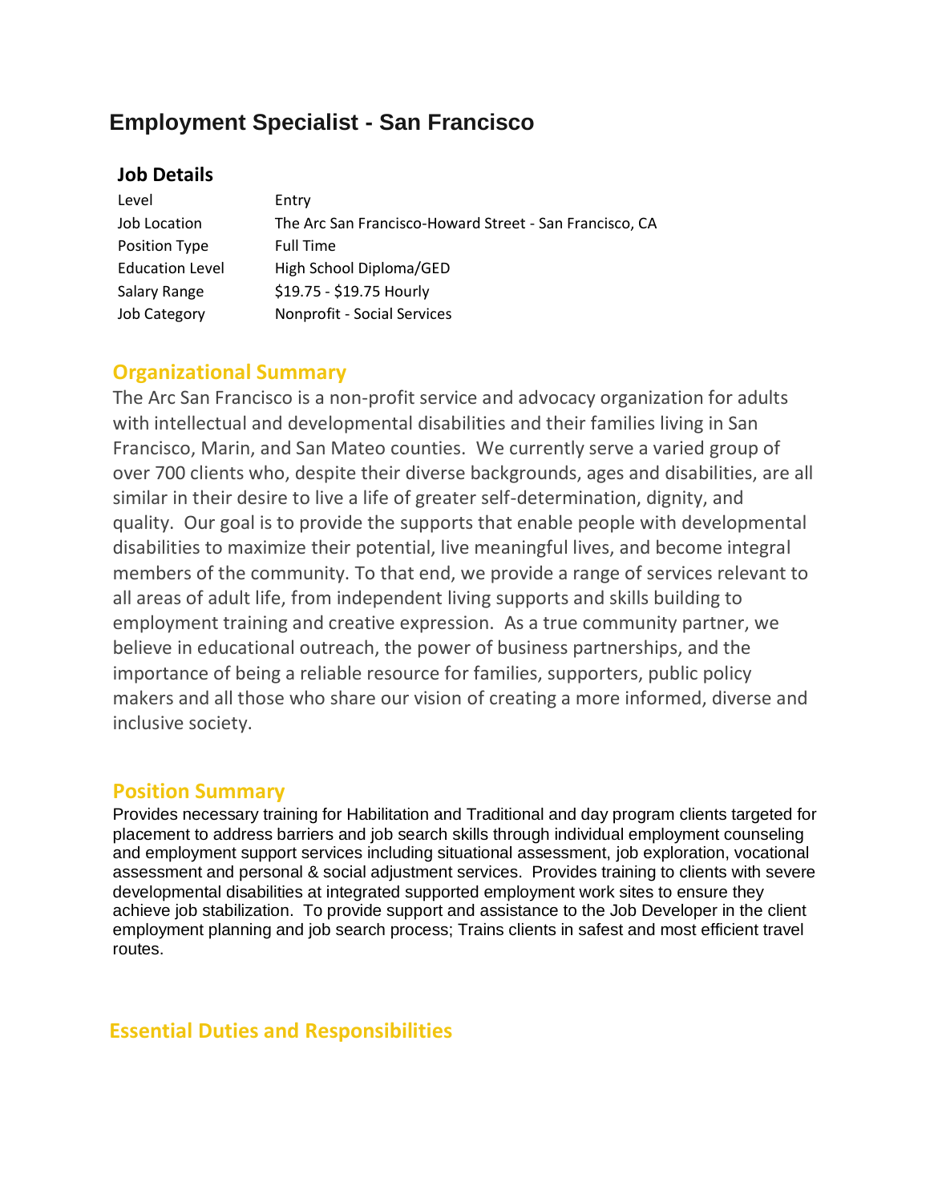# Employment Specialist - San Francisco

## Job Details

| Level | Entry |
| --- | --- |
| Job Location | The Arc San Francisco-Howard Street - San Francisco, CA |
| Position Type | Full Time |
| Education Level | High School Diploma/GED |
| Salary Range | $19.75 - $19.75 Hourly |
| Job Category | Nonprofit - Social Services |

## Organizational Summary

The Arc San Francisco is a non-profit service and advocacy organization for adults with intellectual and developmental disabilities and their families living in San Francisco, Marin, and San Mateo counties. We currently serve a varied group of over 700 clients who, despite their diverse backgrounds, ages and disabilities, are all similar in their desire to live a life of greater self-determination, dignity, and quality. Our goal is to provide the supports that enable people with developmental disabilities to maximize their potential, live meaningful lives, and become integral members of the community. To that end, we provide a range of services relevant to all areas of adult life, from independent living supports and skills building to employment training and creative expression. As a true community partner, we believe in educational outreach, the power of business partnerships, and the importance of being a reliable resource for families, supporters, public policy makers and all those who share our vision of creating a more informed, diverse and inclusive society.

## Position Summary

Provides necessary training for Habilitation and Traditional and day program clients targeted for placement to address barriers and job search skills through individual employment counseling and employment support services including situational assessment, job exploration, vocational assessment and personal & social adjustment services. Provides training to clients with severe developmental disabilities at integrated supported employment work sites to ensure they achieve job stabilization. To provide support and assistance to the Job Developer in the client employment planning and job search process; Trains clients in safest and most efficient travel routes.

## Essential Duties and Responsibilities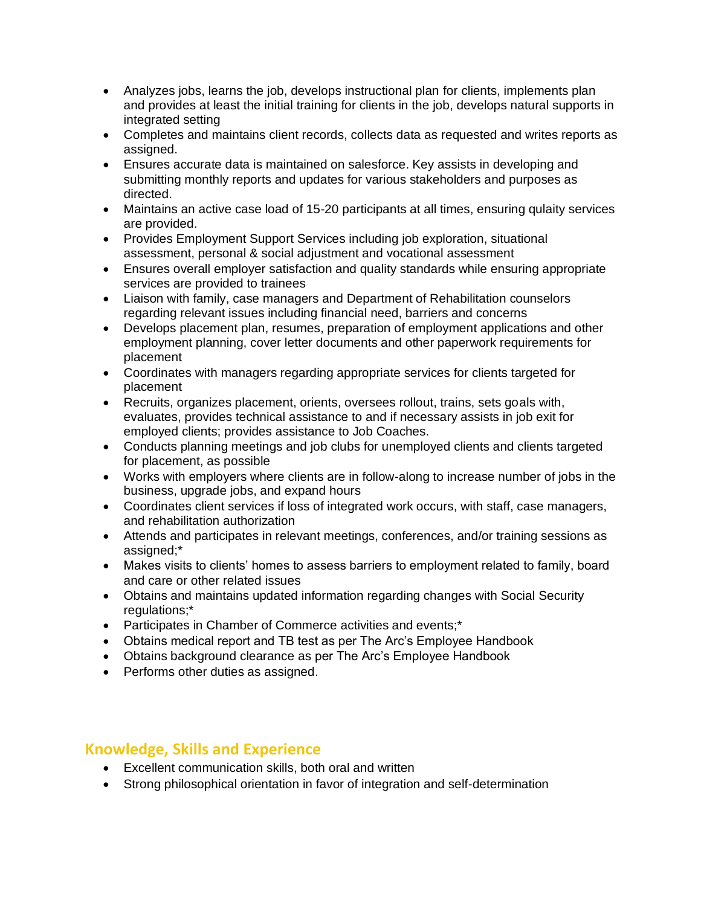- Analyzes jobs, learns the job, develops instructional plan for clients, implements plan and provides at least the initial training for clients in the job, develops natural supports in integrated setting
- Completes and maintains client records, collects data as requested and writes reports as assigned.
- Ensures accurate data is maintained on salesforce. Key assists in developing and submitting monthly reports and updates for various stakeholders and purposes as directed.
- Maintains an active case load of 15-20 participants at all times, ensuring qulaity services are provided.
- Provides Employment Support Services including job exploration, situational assessment, personal & social adjustment and vocational assessment
- Ensures overall employer satisfaction and quality standards while ensuring appropriate services are provided to trainees
- Liaison with family, case managers and Department of Rehabilitation counselors regarding relevant issues including financial need, barriers and concerns
- Develops placement plan, resumes, preparation of employment applications and other employment planning, cover letter documents and other paperwork requirements for placement
- Coordinates with managers regarding appropriate services for clients targeted for placement
- Recruits, organizes placement, orients, oversees rollout, trains, sets goals with, evaluates, provides technical assistance to and if necessary assists in job exit for employed clients; provides assistance to Job Coaches.
- Conducts planning meetings and job clubs for unemployed clients and clients targeted for placement, as possible
- Works with employers where clients are in follow-along to increase number of jobs in the business, upgrade jobs, and expand hours
- Coordinates client services if loss of integrated work occurs, with staff, case managers, and rehabilitation authorization
- Attends and participates in relevant meetings, conferences, and/or training sessions as assigned;*
- Makes visits to clients' homes to assess barriers to employment related to family, board and care or other related issues
- Obtains and maintains updated information regarding changes with Social Security regulations;*
- Participates in Chamber of Commerce activities and events;*
- Obtains medical report and TB test as per The Arc's Employee Handbook
- Obtains background clearance as per The Arc's Employee Handbook
- Performs other duties as assigned.

## Knowledge, Skills and Experience

- Excellent communication skills, both oral and written
- Strong philosophical orientation in favor of integration and self-determination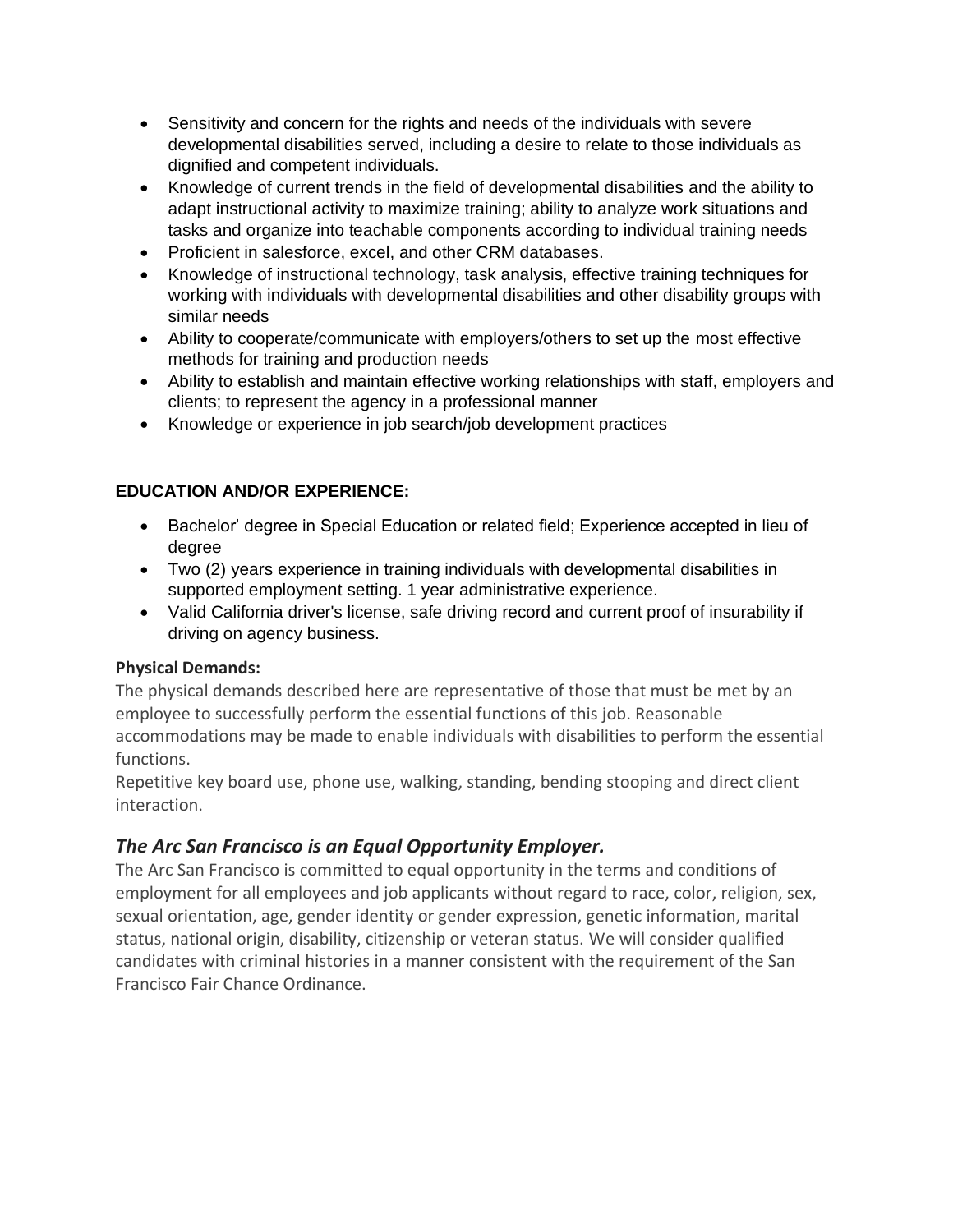- Sensitivity and concern for the rights and needs of the individuals with severe developmental disabilities served, including a desire to relate to those individuals as dignified and competent individuals.
- Knowledge of current trends in the field of developmental disabilities and the ability to adapt instructional activity to maximize training; ability to analyze work situations and tasks and organize into teachable components according to individual training needs
- Proficient in salesforce, excel, and other CRM databases.
- Knowledge of instructional technology, task analysis, effective training techniques for working with individuals with developmental disabilities and other disability groups with similar needs
- Ability to cooperate/communicate with employers/others to set up the most effective methods for training and production needs
- Ability to establish and maintain effective working relationships with staff, employers and clients; to represent the agency in a professional manner
- Knowledge or experience in job search/job development practices

**EDUCATION AND/OR EXPERIENCE:**

- Bachelor' degree in Special Education or related field; Experience accepted in lieu of degree
- Two (2) years experience in training individuals with developmental disabilities in supported employment setting. 1 year administrative experience.
- Valid California driver's license, safe driving record and current proof of insurability if driving on agency business.

**Physical Demands:**

The physical demands described here are representative of those that must be met by an employee to successfully perform the essential functions of this job. Reasonable accommodations may be made to enable individuals with disabilities to perform the essential functions.

Repetitive key board use, phone use, walking, standing, bending stooping and direct client interaction.

## *The Arc San Francisco is an Equal Opportunity Employer.*

The Arc San Francisco is committed to equal opportunity in the terms and conditions of employment for all employees and job applicants without regard to race, color, religion, sex, sexual orientation, age, gender identity or gender expression, genetic information, marital status, national origin, disability, citizenship or veteran status. We will consider qualified candidates with criminal histories in a manner consistent with the requirement of the San Francisco Fair Chance Ordinance.